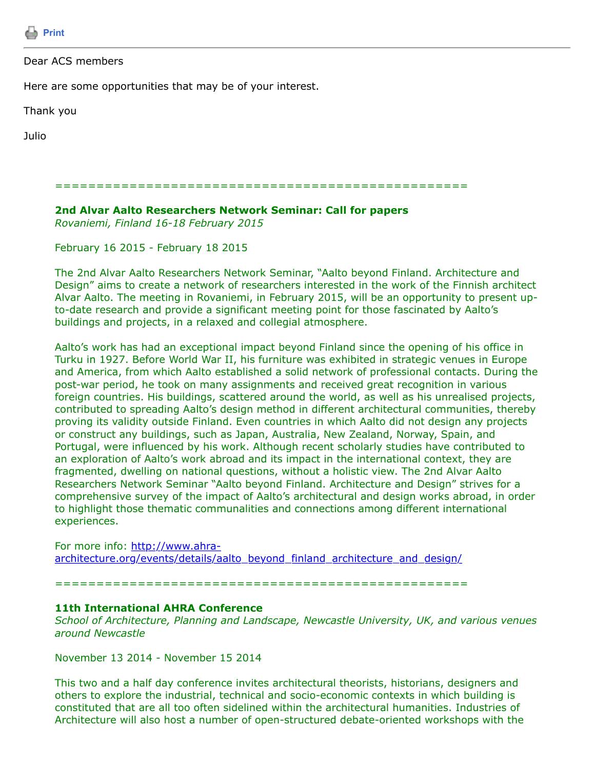Print

---

Dear ACS members

Here are some opportunities that may be of your interest.

Thank you

Julio

=====================================================

**2nd Alvar Aalto Researchers Network Seminar: Call for papers**
*Rovaniemi, Finland 16-18 February 2015*

February 16 2015 - February 18 2015

The 2nd Alvar Aalto Researchers Network Seminar, “Aalto beyond Finland. Architecture and Design” aims to create a network of researchers interested in the work of the Finnish architect Alvar Aalto. The meeting in Rovaniemi, in February 2015, will be an opportunity to present up-to-date research and provide a significant meeting point for those fascinated by Aalto’s buildings and projects, in a relaxed and collegial atmosphere.

Aalto’s work has had an exceptional impact beyond Finland since the opening of his office in Turku in 1927. Before World War II, his furniture was exhibited in strategic venues in Europe and America, from which Aalto established a solid network of professional contacts. During the post-war period, he took on many assignments and received great recognition in various foreign countries. His buildings, scattered around the world, as well as his unrealised projects, contributed to spreading Aalto’s design method in different architectural communities, thereby proving its validity outside Finland. Even countries in which Aalto did not design any projects or construct any buildings, such as Japan, Australia, New Zealand, Norway, Spain, and Portugal, were influenced by his work. Although recent scholarly studies have contributed to an exploration of Aalto’s work abroad and its impact in the international context, they are fragmented, dwelling on national questions, without a holistic view. The 2nd Alvar Aalto Researchers Network Seminar “Aalto beyond Finland. Architecture and Design” strives for a comprehensive survey of the impact of Aalto’s architectural and design works abroad, in order to highlight those thematic communalities and connections among different international experiences.

For more info: http://www.ahra-architecture.org/events/details/aalto_beyond_finland_architecture_and_design/

=====================================================

**11th International AHRA Conference**
*School of Architecture, Planning and Landscape, Newcastle University, UK, and various venues around Newcastle*

November 13 2014 - November 15 2014

This two and a half day conference invites architectural theorists, historians, designers and others to explore the industrial, technical and socio-economic contexts in which building is constituted that are all too often sidelined within the architectural humanities. Industries of Architecture will also host a number of open-structured debate-oriented workshops with the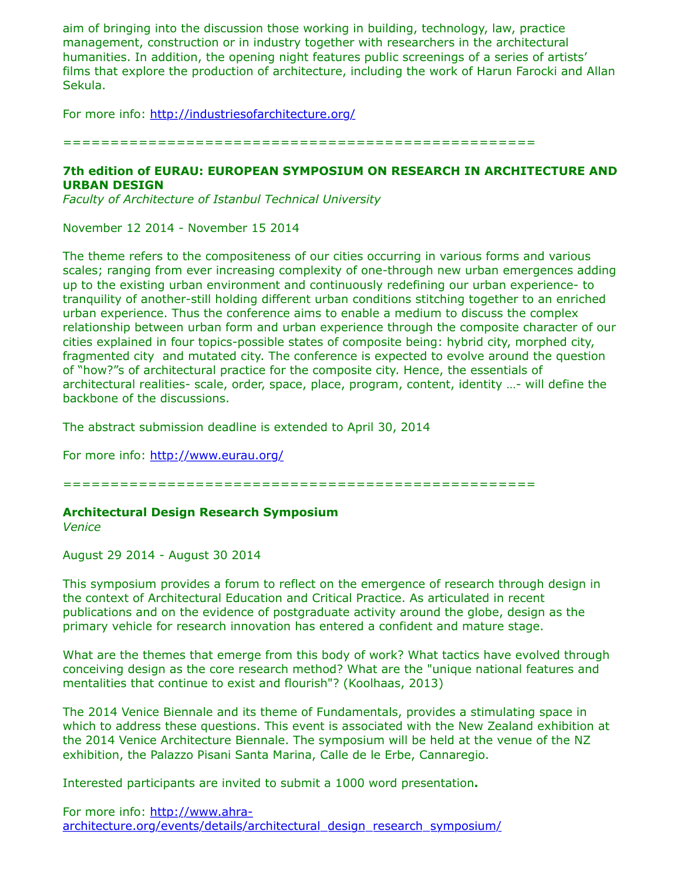aim of bringing into the discussion those working in building, technology, law, practice management, construction or in industry together with researchers in the architectural humanities. In addition, the opening night features public screenings of a series of artists' films that explore the production of architecture, including the work of Harun Farocki and Allan Sekula.

For more info: http://industriesofarchitecture.org/

==================================================

**7th edition of EURAU: EUROPEAN SYMPOSIUM ON RESEARCH IN ARCHITECTURE AND URBAN DESIGN**
*Faculty of Architecture of Istanbul Technical University*

November 12 2014 - November 15 2014

The theme refers to the compositeness of our cities occurring in various forms and various scales; ranging from ever increasing complexity of one-through new urban emergences adding up to the existing urban environment and continuously redefining our urban experience- to tranquility of another-still holding different urban conditions stitching together to an enriched urban experience. Thus the conference aims to enable a medium to discuss the complex relationship between urban form and urban experience through the composite character of our cities explained in four topics-possible states of composite being: hybrid city, morphed city, fragmented city and mutated city. The conference is expected to evolve around the question of "how?"s of architectural practice for the composite city. Hence, the essentials of architectural realities- scale, order, space, place, program, content, identity …- will define the backbone of the discussions.

The abstract submission deadline is extended to April 30, 2014

For more info: http://www.eurau.org/

==================================================

**Architectural Design Research Symposium**
*Venice*

August 29 2014 - August 30 2014

This symposium provides a forum to reflect on the emergence of research through design in the context of Architectural Education and Critical Practice. As articulated in recent publications and on the evidence of postgraduate activity around the globe, design as the primary vehicle for research innovation has entered a confident and mature stage.

What are the themes that emerge from this body of work? What tactics have evolved through conceiving design as the core research method? What are the "unique national features and mentalities that continue to exist and flourish"? (Koolhaas, 2013)

The 2014 Venice Biennale and its theme of Fundamentals, provides a stimulating space in which to address these questions. This event is associated with the New Zealand exhibition at the 2014 Venice Architecture Biennale. The symposium will be held at the venue of the NZ exhibition, the Palazzo Pisani Santa Marina, Calle de le Erbe, Cannaregio.

Interested participants are invited to submit a 1000 word presentation**.**

For more info: http://www.ahra-architecture.org/events/details/architectural_design_research_symposium/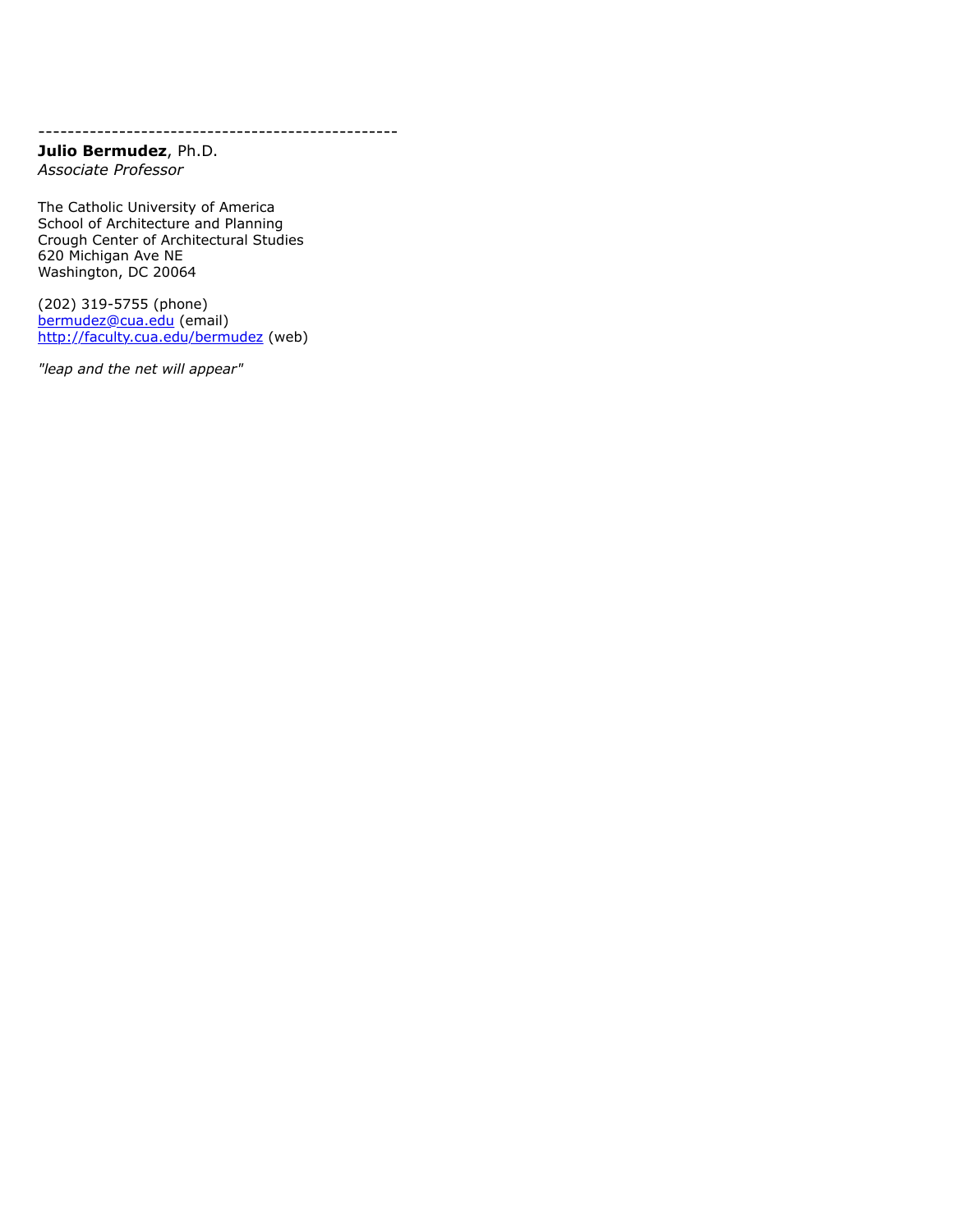-------------------------------------------------
**Julio Bermudez**, Ph.D.
*Associate Professor*

The Catholic University of America
School of Architecture and Planning
Crough Center of Architectural Studies
620 Michigan Ave NE
Washington, DC 20064

(202) 319-5755 (phone)
bermudez@cua.edu (email)
http://faculty.cua.edu/bermudez (web)

*"leap and the net will appear"*